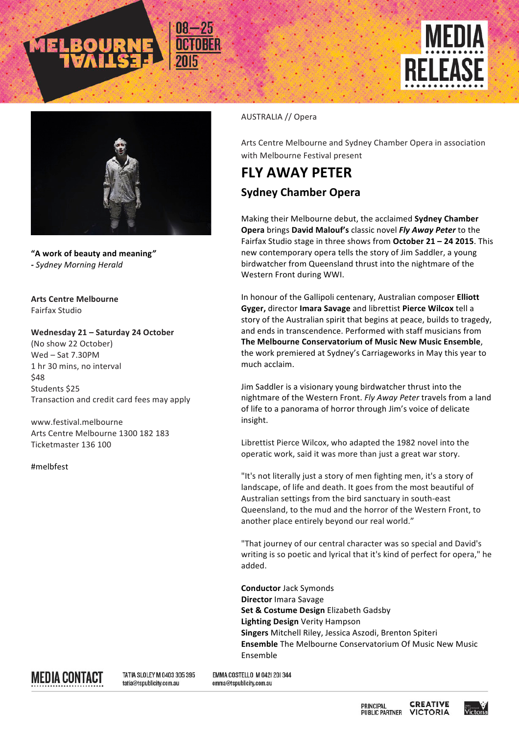MELBOURNE FESTIVAL 08–25 OCTOBER 2015

# MEDIA RELEASE

**"A work of beauty and meaning"**
**-** *Sydney Morning Herald*

**Arts Centre Melbourne**
Fairfax Studio

**Wednesday 21 – Saturday 24 October**
(No show 22 October)
Wed – Sat 7.30PM
1 hr 30 mins, no interval
$48
Students $25
Transaction and credit card fees may apply

www.festival.melbourne
Arts Centre Melbourne 1300 182 183
Ticketmaster 136 100

#melbfest

AUSTRALIA // Opera

Arts Centre Melbourne and Sydney Chamber Opera in association with Melbourne Festival present

# FLY AWAY PETER

## Sydney Chamber Opera

Making their Melbourne debut, the acclaimed **Sydney Chamber Opera** brings **David Malouf's** classic novel ***Fly Away Peter*** to the Fairfax Studio stage in three shows from **October 21 – 24 2015**. This new contemporary opera tells the story of Jim Saddler, a young birdwatcher from Queensland thrust into the nightmare of the Western Front during WWI.

In honour of the Gallipoli centenary, Australian composer **Elliott Gyger,** director **Imara Savage** and librettist **Pierce Wilcox** tell a story of the Australian spirit that begins at peace, builds to tragedy, and ends in transcendence. Performed with staff musicians from **The Melbourne Conservatorium of Music New Music Ensemble**, the work premiered at Sydney's Carriageworks in May this year to much acclaim.

Jim Saddler is a visionary young birdwatcher thrust into the nightmare of the Western Front. *Fly Away Peter* travels from a land of life to a panorama of horror through Jim's voice of delicate insight.

Librettist Pierce Wilcox, who adapted the 1982 novel into the operatic work, said it was more than just a great war story.

"It's not literally just a story of men fighting men, it's a story of landscape, of life and death. It goes from the most beautiful of Australian settings from the bird sanctuary in south-east Queensland, to the mud and the horror of the Western Front, to another place entirely beyond our real world."

"That journey of our central character was so special and David's writing is so poetic and lyrical that it's kind of perfect for opera," he added.

**Conductor** Jack Symonds
**Director** Imara Savage
**Set & Costume Design** Elizabeth Gadsby
**Lighting Design** Verity Hampson
**Singers** Mitchell Riley, Jessica Aszodi, Brenton Spiteri
**Ensemble** The Melbourne Conservatorium Of Music New Music Ensemble

**MEDIA CONTACT**

TATIA SLOLEY M 0403 305 395
tatia@tspublicity.com.au

EMMA COSTELLO M 0421 201 344
emma@tspublicity.com.au

PRINCIPAL PUBLIC PARTNER CREATIVE VICTORIA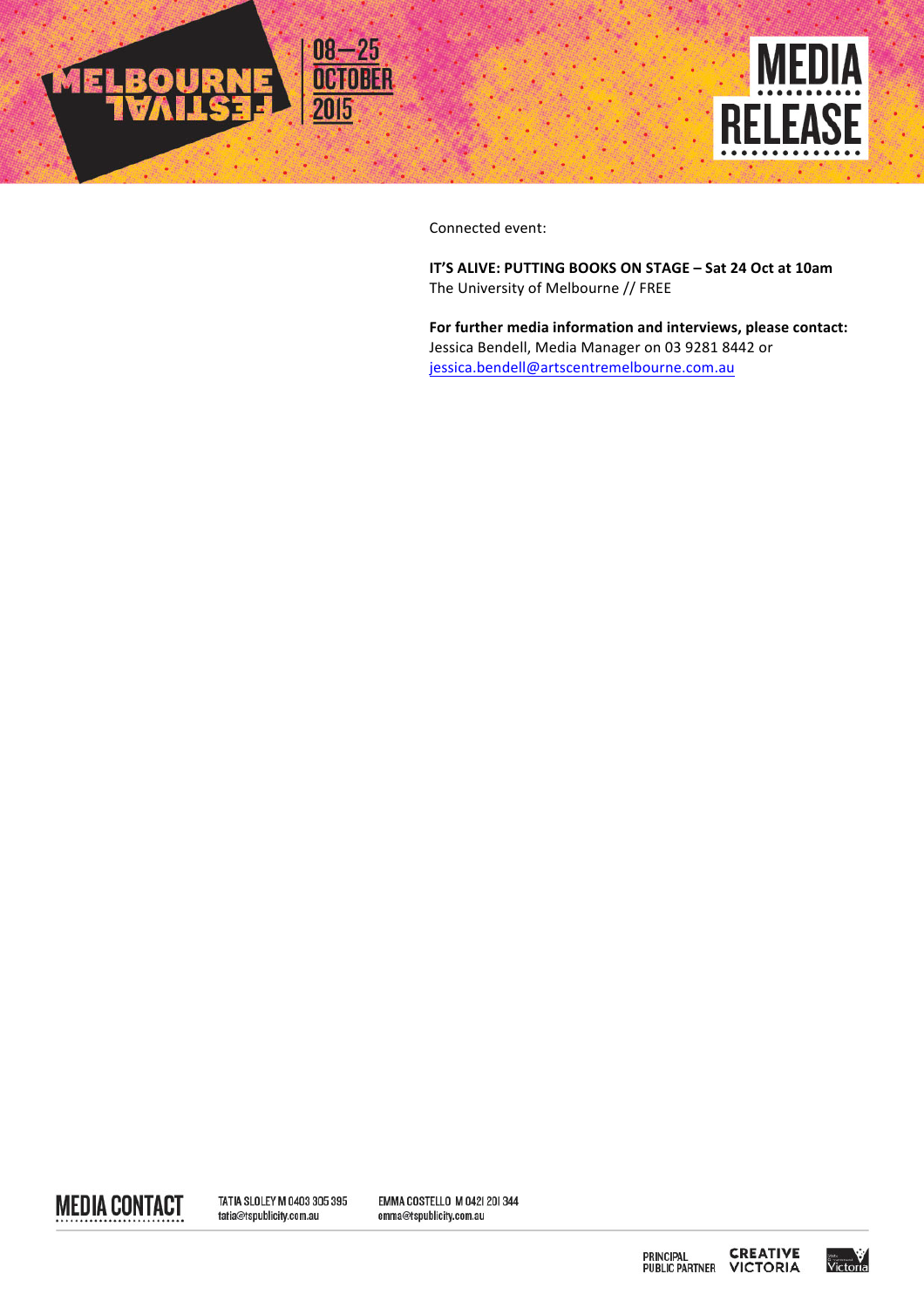Connected event:

**IT'S ALIVE: PUTTING BOOKS ON STAGE – Sat 24 Oct at 10am**
The University of Melbourne // FREE

**For further media information and interviews, please contact:**
Jessica Bendell, Media Manager on 03 9281 8442 or
jessica.bendell@artscentremelbourne.com.au